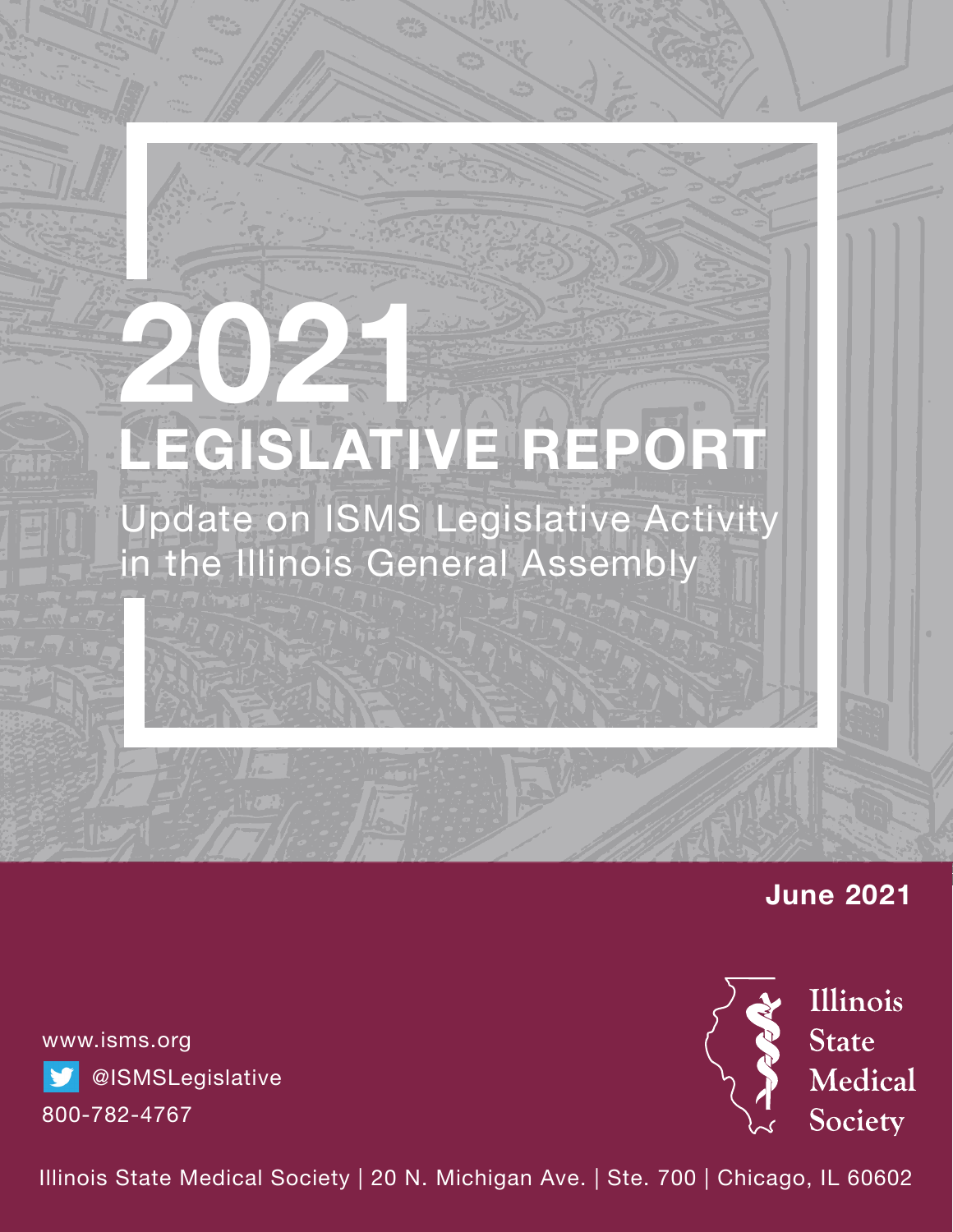# 2021

# LEGISLATIVE REPORT

## Update on ISMS Legislative Activity in the Illinois General Assembly

**June 2021**

www.isms.org

@ISMSLegislative

800-782-4767

Illinois State Medical Society

Illinois State Medical Society | 20 N. Michigan Ave. | Ste. 700 | Chicago, IL 60602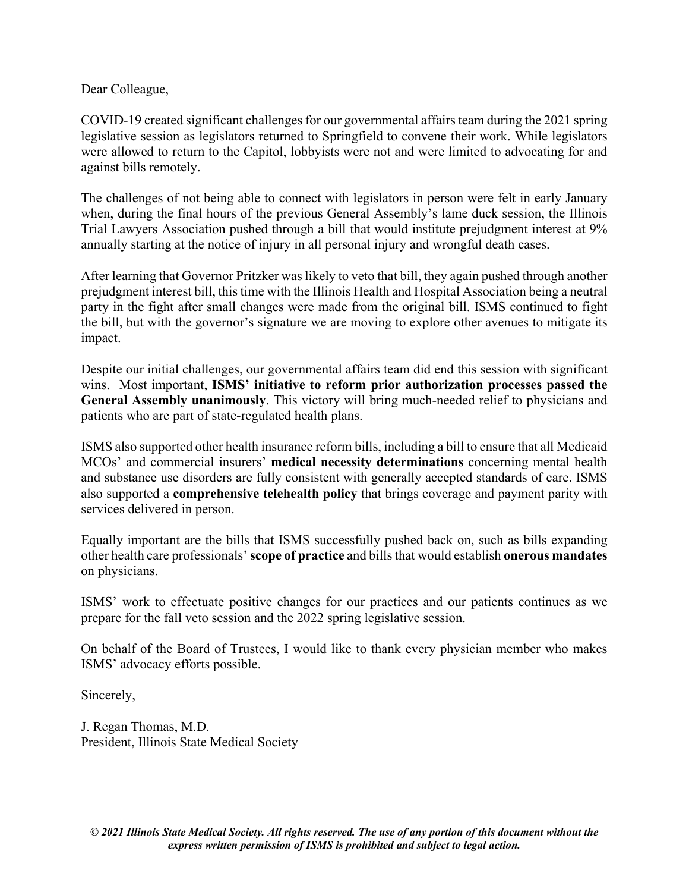Dear Colleague,

COVID-19 created significant challenges for our governmental affairs team during the 2021 spring legislative session as legislators returned to Springfield to convene their work. While legislators were allowed to return to the Capitol, lobbyists were not and were limited to advocating for and against bills remotely.

The challenges of not being able to connect with legislators in person were felt in early January when, during the final hours of the previous General Assembly's lame duck session, the Illinois Trial Lawyers Association pushed through a bill that would institute prejudgment interest at 9% annually starting at the notice of injury in all personal injury and wrongful death cases.

After learning that Governor Pritzker was likely to veto that bill, they again pushed through another prejudgment interest bill, this time with the Illinois Health and Hospital Association being a neutral party in the fight after small changes were made from the original bill. ISMS continued to fight the bill, but with the governor's signature we are moving to explore other avenues to mitigate its impact.

Despite our initial challenges, our governmental affairs team did end this session with significant wins. Most important, **ISMS' initiative to reform prior authorization processes passed the General Assembly unanimously**. This victory will bring much-needed relief to physicians and patients who are part of state-regulated health plans.

ISMS also supported other health insurance reform bills, including a bill to ensure that all Medicaid MCOs' and commercial insurers' **medical necessity determinations** concerning mental health and substance use disorders are fully consistent with generally accepted standards of care. ISMS also supported a **comprehensive telehealth policy** that brings coverage and payment parity with services delivered in person.

Equally important are the bills that ISMS successfully pushed back on, such as bills expanding other health care professionals' **scope of practice** and bills that would establish **onerous mandates** on physicians.

ISMS' work to effectuate positive changes for our practices and our patients continues as we prepare for the fall veto session and the 2022 spring legislative session.

On behalf of the Board of Trustees, I would like to thank every physician member who makes ISMS' advocacy efforts possible.

Sincerely,

J. Regan Thomas, M.D.
President, Illinois State Medical Society

***© 2021 Illinois State Medical Society. All rights reserved. The use of any portion of this document without the express written permission of ISMS is prohibited and subject to legal action.***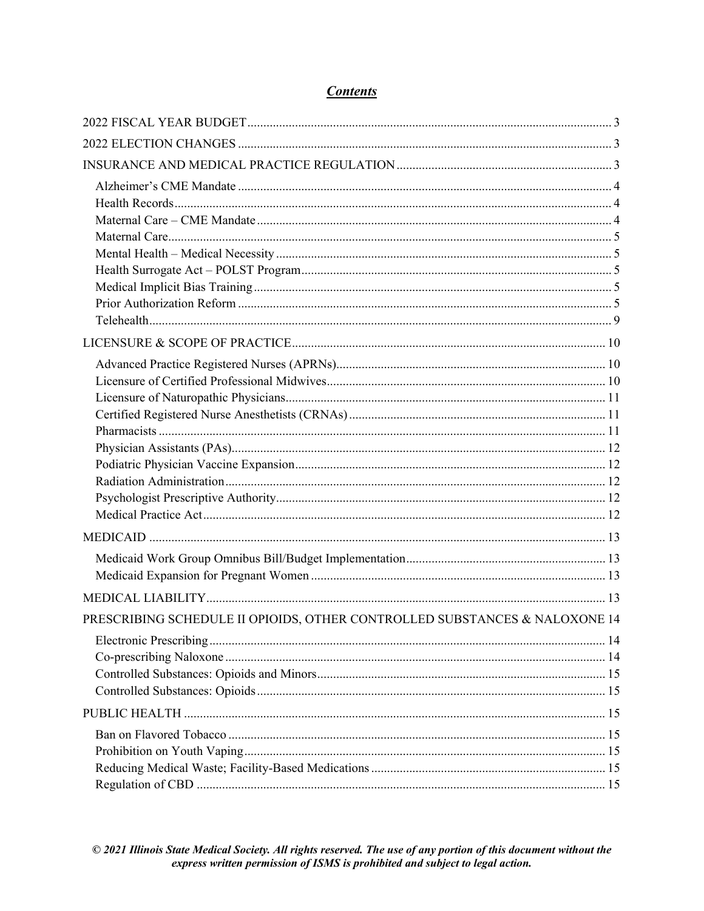# ***Contents***

2022 FISCAL YEAR BUDGET .......... 3

2022 ELECTION CHANGES .......... 3

INSURANCE AND MEDICAL PRACTICE REGULATION .......... 3

- Alzheimer's CME Mandate .......... 4
- Health Records .......... 4
- Maternal Care – CME Mandate .......... 4
- Maternal Care .......... 5
- Mental Health – Medical Necessity .......... 5
- Health Surrogate Act – POLST Program .......... 5
- Medical Implicit Bias Training .......... 5
- Prior Authorization Reform .......... 5
- Telehealth .......... 9

LICENSURE & SCOPE OF PRACTICE .......... 10

- Advanced Practice Registered Nurses (APRNs) .......... 10
- Licensure of Certified Professional Midwives .......... 10
- Licensure of Naturopathic Physicians .......... 11
- Certified Registered Nurse Anesthetists (CRNAs) .......... 11
- Pharmacists .......... 11
- Physician Assistants (PAs) .......... 12
- Podiatric Physician Vaccine Expansion .......... 12
- Radiation Administration .......... 12
- Psychologist Prescriptive Authority .......... 12
- Medical Practice Act .......... 12

MEDICAID .......... 13

- Medicaid Work Group Omnibus Bill/Budget Implementation .......... 13
- Medicaid Expansion for Pregnant Women .......... 13

MEDICAL LIABILITY .......... 13

PRESCRIBING SCHEDULE II OPIOIDS, OTHER CONTROLLED SUBSTANCES & NALOXONE 14

- Electronic Prescribing .......... 14
- Co-prescribing Naloxone .......... 14
- Controlled Substances: Opioids and Minors .......... 15
- Controlled Substances: Opioids .......... 15

PUBLIC HEALTH .......... 15

- Ban on Flavored Tobacco .......... 15
- Prohibition on Youth Vaping .......... 15
- Reducing Medical Waste; Facility-Based Medications .......... 15
- Regulation of CBD .......... 15

***© 2021 Illinois State Medical Society. All rights reserved. The use of any portion of this document without the express written permission of ISMS is prohibited and subject to legal action.***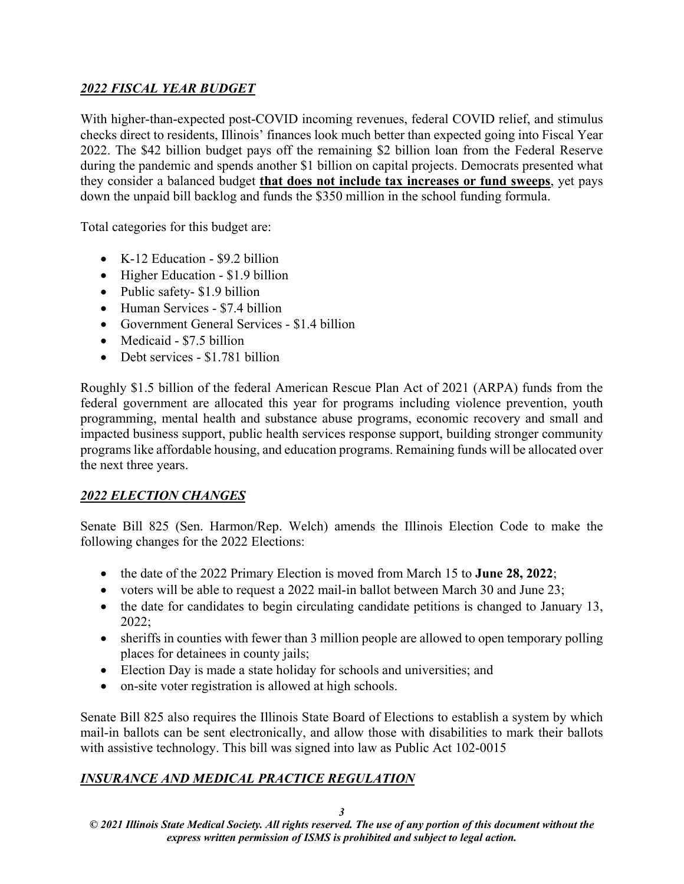## ***2022 FISCAL YEAR BUDGET***

With higher-than-expected post-COVID incoming revenues, federal COVID relief, and stimulus checks direct to residents, Illinois' finances look much better than expected going into Fiscal Year 2022. The $42 billion budget pays off the remaining $2 billion loan from the Federal Reserve during the pandemic and spends another $1 billion on capital projects. Democrats presented what they consider a balanced budget **that does not include tax increases or fund sweeps**, yet pays down the unpaid bill backlog and funds the $350 million in the school funding formula.

Total categories for this budget are:

- K-12 Education - $9.2 billion
- Higher Education - $1.9 billion
- Public safety- $1.9 billion
- Human Services - $7.4 billion
- Government General Services - $1.4 billion
- Medicaid - $7.5 billion
- Debt services - $1.781 billion

Roughly $1.5 billion of the federal American Rescue Plan Act of 2021 (ARPA) funds from the federal government are allocated this year for programs including violence prevention, youth programming, mental health and substance abuse programs, economic recovery and small and impacted business support, public health services response support, building stronger community programs like affordable housing, and education programs. Remaining funds will be allocated over the next three years.

## ***2022 ELECTION CHANGES***

Senate Bill 825 (Sen. Harmon/Rep. Welch) amends the Illinois Election Code to make the following changes for the 2022 Elections:

- the date of the 2022 Primary Election is moved from March 15 to **June 28, 2022**;
- voters will be able to request a 2022 mail-in ballot between March 30 and June 23;
- the date for candidates to begin circulating candidate petitions is changed to January 13, 2022;
- sheriffs in counties with fewer than 3 million people are allowed to open temporary polling places for detainees in county jails;
- Election Day is made a state holiday for schools and universities; and
- on-site voter registration is allowed at high schools.

Senate Bill 825 also requires the Illinois State Board of Elections to establish a system by which mail-in ballots can be sent electronically, and allow those with disabilities to mark their ballots with assistive technology. This bill was signed into law as Public Act 102-0015

## ***INSURANCE AND MEDICAL PRACTICE REGULATION***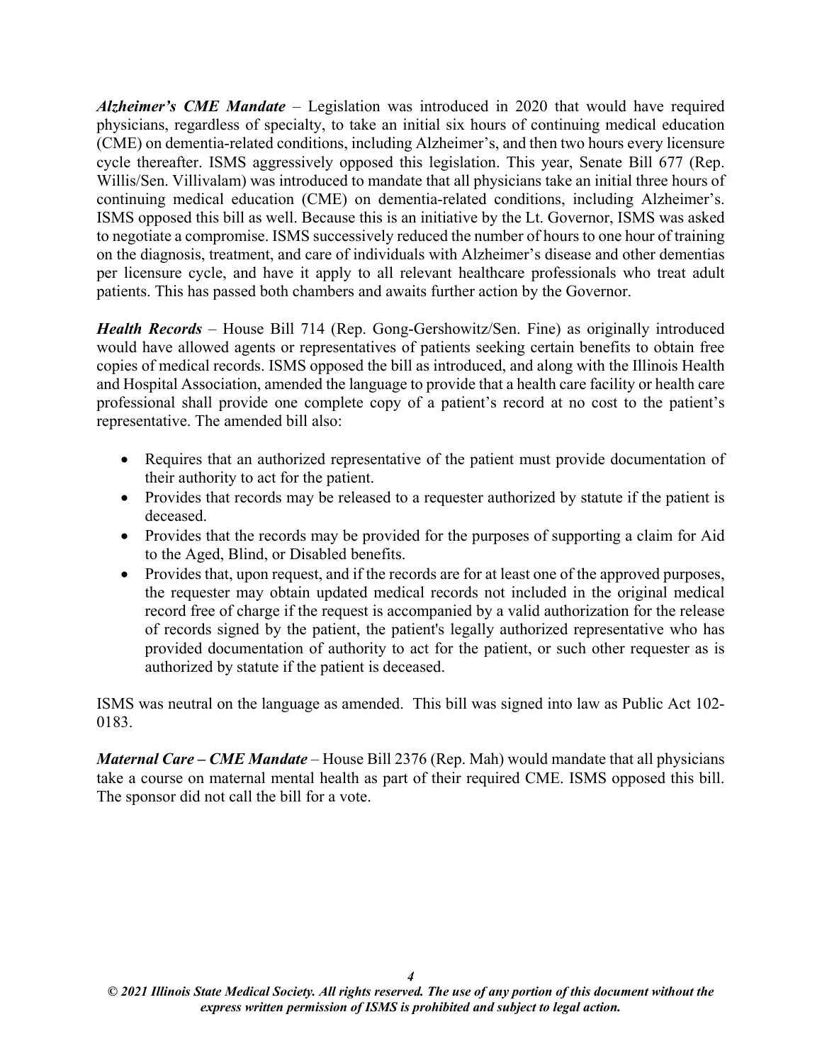***Alzheimer's CME Mandate*** – Legislation was introduced in 2020 that would have required physicians, regardless of specialty, to take an initial six hours of continuing medical education (CME) on dementia-related conditions, including Alzheimer's, and then two hours every licensure cycle thereafter. ISMS aggressively opposed this legislation. This year, Senate Bill 677 (Rep. Willis/Sen. Villivalam) was introduced to mandate that all physicians take an initial three hours of continuing medical education (CME) on dementia-related conditions, including Alzheimer's. ISMS opposed this bill as well. Because this is an initiative by the Lt. Governor, ISMS was asked to negotiate a compromise. ISMS successively reduced the number of hours to one hour of training on the diagnosis, treatment, and care of individuals with Alzheimer's disease and other dementias per licensure cycle, and have it apply to all relevant healthcare professionals who treat adult patients. This has passed both chambers and awaits further action by the Governor.

***Health Records*** – House Bill 714 (Rep. Gong-Gershowitz/Sen. Fine) as originally introduced would have allowed agents or representatives of patients seeking certain benefits to obtain free copies of medical records. ISMS opposed the bill as introduced, and along with the Illinois Health and Hospital Association, amended the language to provide that a health care facility or health care professional shall provide one complete copy of a patient's record at no cost to the patient's representative. The amended bill also:

- Requires that an authorized representative of the patient must provide documentation of their authority to act for the patient.
- Provides that records may be released to a requester authorized by statute if the patient is deceased.
- Provides that the records may be provided for the purposes of supporting a claim for Aid to the Aged, Blind, or Disabled benefits.
- Provides that, upon request, and if the records are for at least one of the approved purposes, the requester may obtain updated medical records not included in the original medical record free of charge if the request is accompanied by a valid authorization for the release of records signed by the patient, the patient's legally authorized representative who has provided documentation of authority to act for the patient, or such other requester as is authorized by statute if the patient is deceased.

ISMS was neutral on the language as amended. This bill was signed into law as Public Act 102-0183.

***Maternal Care – CME Mandate*** – House Bill 2376 (Rep. Mah) would mandate that all physicians take a course on maternal mental health as part of their required CME. ISMS opposed this bill. The sponsor did not call the bill for a vote.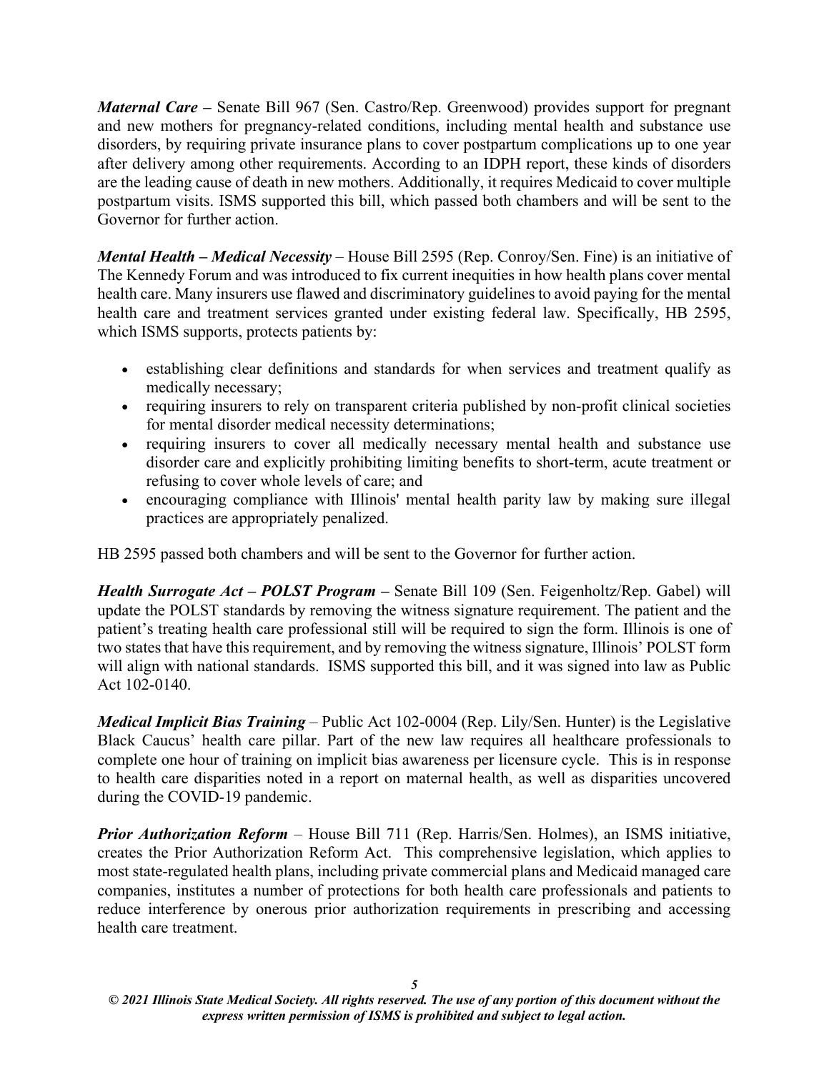***Maternal Care –*** Senate Bill 967 (Sen. Castro/Rep. Greenwood) provides support for pregnant and new mothers for pregnancy-related conditions, including mental health and substance use disorders, by requiring private insurance plans to cover postpartum complications up to one year after delivery among other requirements. According to an IDPH report, these kinds of disorders are the leading cause of death in new mothers. Additionally, it requires Medicaid to cover multiple postpartum visits. ISMS supported this bill, which passed both chambers and will be sent to the Governor for further action.

***Mental Health – Medical Necessity*** – House Bill 2595 (Rep. Conroy/Sen. Fine) is an initiative of The Kennedy Forum and was introduced to fix current inequities in how health plans cover mental health care. Many insurers use flawed and discriminatory guidelines to avoid paying for the mental health care and treatment services granted under existing federal law. Specifically, HB 2595, which ISMS supports, protects patients by:

- establishing clear definitions and standards for when services and treatment qualify as medically necessary;
- requiring insurers to rely on transparent criteria published by non-profit clinical societies for mental disorder medical necessity determinations;
- requiring insurers to cover all medically necessary mental health and substance use disorder care and explicitly prohibiting limiting benefits to short-term, acute treatment or refusing to cover whole levels of care; and
- encouraging compliance with Illinois' mental health parity law by making sure illegal practices are appropriately penalized.

HB 2595 passed both chambers and will be sent to the Governor for further action.

***Health Surrogate Act – POLST Program –*** Senate Bill 109 (Sen. Feigenholtz/Rep. Gabel) will update the POLST standards by removing the witness signature requirement. The patient and the patient's treating health care professional still will be required to sign the form. Illinois is one of two states that have this requirement, and by removing the witness signature, Illinois' POLST form will align with national standards. ISMS supported this bill, and it was signed into law as Public Act 102-0140.

***Medical Implicit Bias Training*** – Public Act 102-0004 (Rep. Lily/Sen. Hunter) is the Legislative Black Caucus' health care pillar. Part of the new law requires all healthcare professionals to complete one hour of training on implicit bias awareness per licensure cycle. This is in response to health care disparities noted in a report on maternal health, as well as disparities uncovered during the COVID-19 pandemic.

***Prior Authorization Reform*** – House Bill 711 (Rep. Harris/Sen. Holmes), an ISMS initiative, creates the Prior Authorization Reform Act. This comprehensive legislation, which applies to most state-regulated health plans, including private commercial plans and Medicaid managed care companies, institutes a number of protections for both health care professionals and patients to reduce interference by onerous prior authorization requirements in prescribing and accessing health care treatment.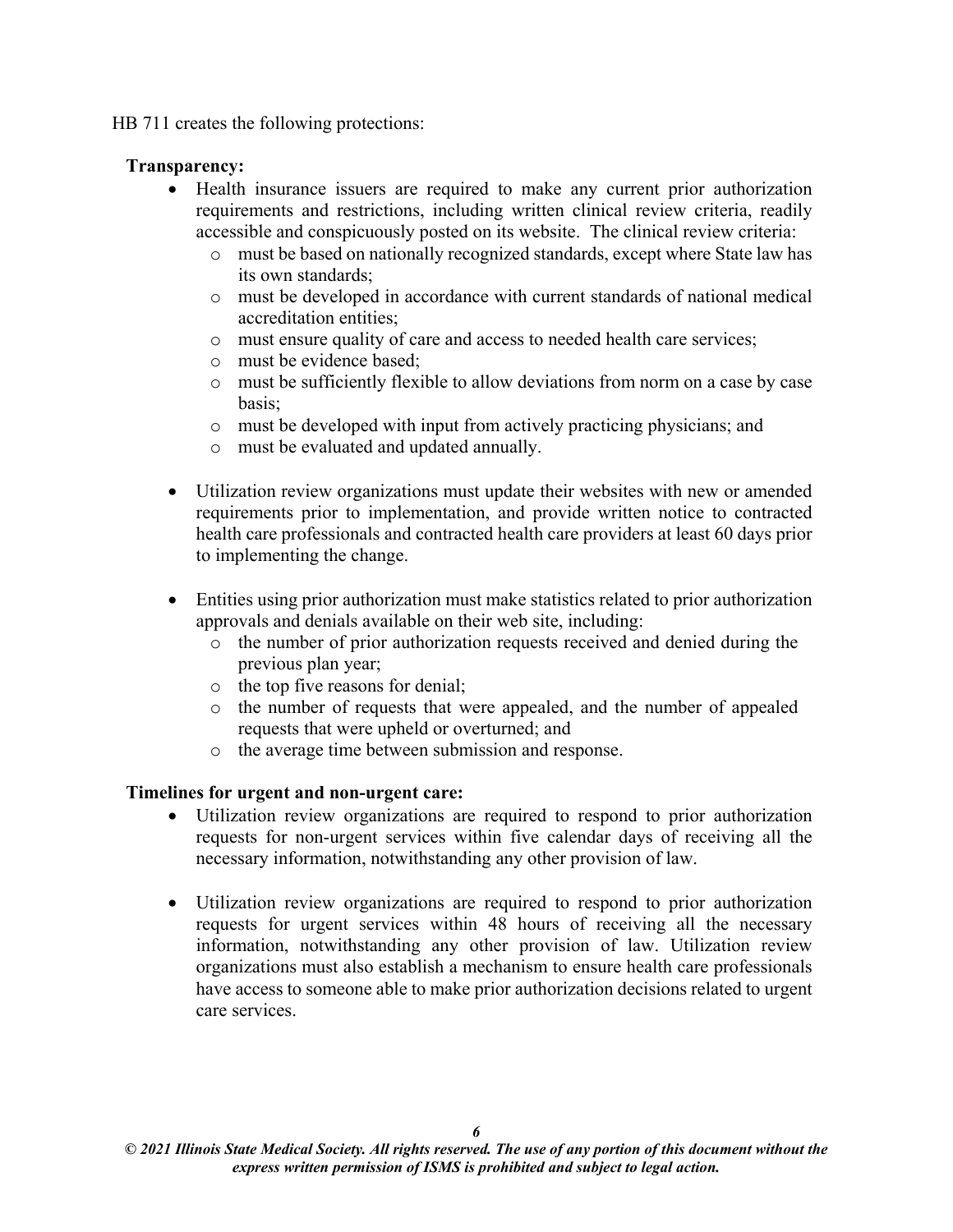HB 711 creates the following protections:

**Transparency:**

- Health insurance issuers are required to make any current prior authorization requirements and restrictions, including written clinical review criteria, readily accessible and conspicuously posted on its website. The clinical review criteria:
  - must be based on nationally recognized standards, except where State law has its own standards;
  - must be developed in accordance with current standards of national medical accreditation entities;
  - must ensure quality of care and access to needed health care services;
  - must be evidence based;
  - must be sufficiently flexible to allow deviations from norm on a case by case basis;
  - must be developed with input from actively practicing physicians; and
  - must be evaluated and updated annually.

- Utilization review organizations must update their websites with new or amended requirements prior to implementation, and provide written notice to contracted health care professionals and contracted health care providers at least 60 days prior to implementing the change.

- Entities using prior authorization must make statistics related to prior authorization approvals and denials available on their web site, including:
  - the number of prior authorization requests received and denied during the previous plan year;
  - the top five reasons for denial;
  - the number of requests that were appealed, and the number of appealed requests that were upheld or overturned; and
  - the average time between submission and response.

**Timelines for urgent and non-urgent care:**

- Utilization review organizations are required to respond to prior authorization requests for non-urgent services within five calendar days of receiving all the necessary information, notwithstanding any other provision of law.

- Utilization review organizations are required to respond to prior authorization requests for urgent services within 48 hours of receiving all the necessary information, notwithstanding any other provision of law. Utilization review organizations must also establish a mechanism to ensure health care professionals have access to someone able to make prior authorization decisions related to urgent care services.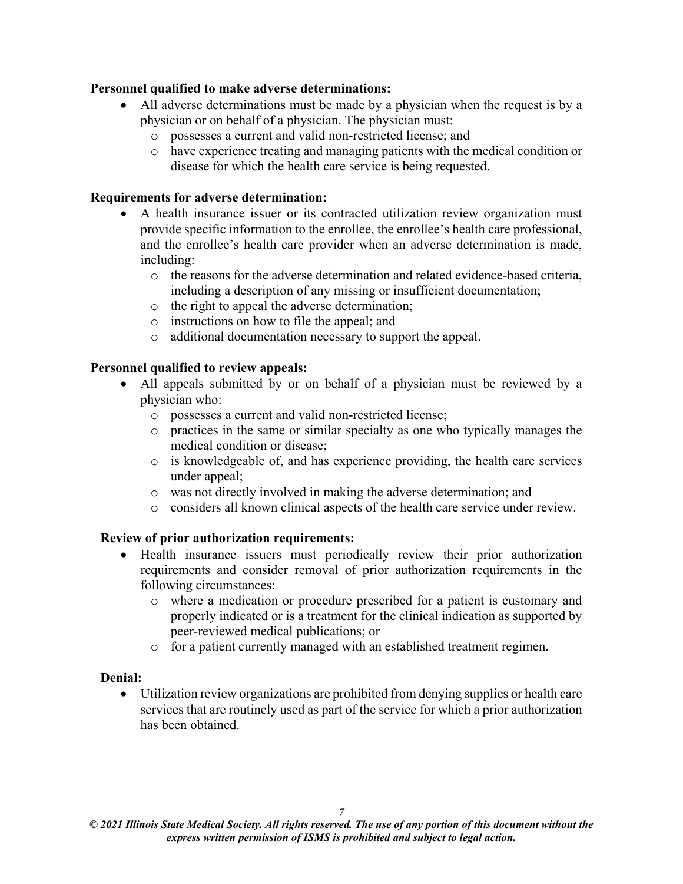**Personnel qualified to make adverse determinations:**

- All adverse determinations must be made by a physician when the request is by a physician or on behalf of a physician. The physician must:
  - possesses a current and valid non-restricted license; and
  - have experience treating and managing patients with the medical condition or disease for which the health care service is being requested.

**Requirements for adverse determination:**

- A health insurance issuer or its contracted utilization review organization must provide specific information to the enrollee, the enrollee's health care professional, and the enrollee's health care provider when an adverse determination is made, including:
  - the reasons for the adverse determination and related evidence-based criteria, including a description of any missing or insufficient documentation;
  - the right to appeal the adverse determination;
  - instructions on how to file the appeal; and
  - additional documentation necessary to support the appeal.

**Personnel qualified to review appeals:**

- All appeals submitted by or on behalf of a physician must be reviewed by a physician who:
  - possesses a current and valid non-restricted license;
  - practices in the same or similar specialty as one who typically manages the medical condition or disease;
  - is knowledgeable of, and has experience providing, the health care services under appeal;
  - was not directly involved in making the adverse determination; and
  - considers all known clinical aspects of the health care service under review.

**Review of prior authorization requirements:**

- Health insurance issuers must periodically review their prior authorization requirements and consider removal of prior authorization requirements in the following circumstances:
  - where a medication or procedure prescribed for a patient is customary and properly indicated or is a treatment for the clinical indication as supported by peer-reviewed medical publications; or
  - for a patient currently managed with an established treatment regimen.

**Denial:**

- Utilization review organizations are prohibited from denying supplies or health care services that are routinely used as part of the service for which a prior authorization has been obtained.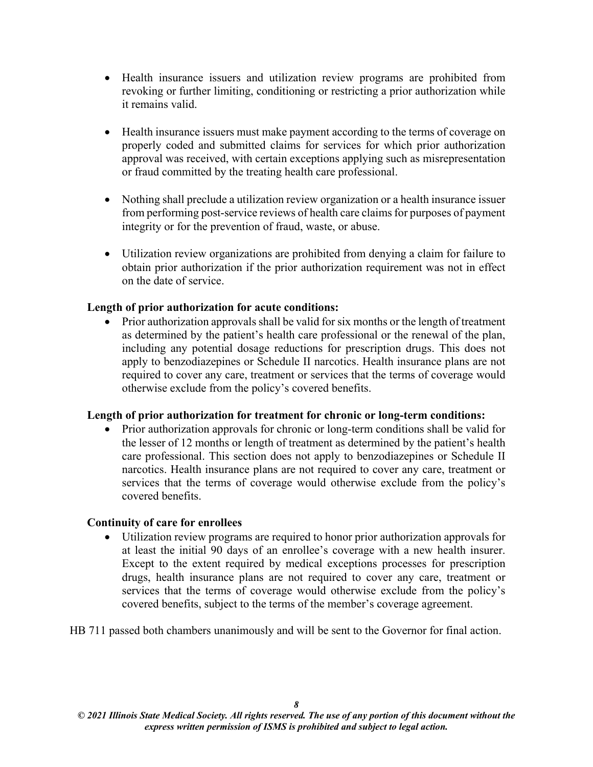- Health insurance issuers and utilization review programs are prohibited from revoking or further limiting, conditioning or restricting a prior authorization while it remains valid.

- Health insurance issuers must make payment according to the terms of coverage on properly coded and submitted claims for services for which prior authorization approval was received, with certain exceptions applying such as misrepresentation or fraud committed by the treating health care professional.

- Nothing shall preclude a utilization review organization or a health insurance issuer from performing post-service reviews of health care claims for purposes of payment integrity or for the prevention of fraud, waste, or abuse.

- Utilization review organizations are prohibited from denying a claim for failure to obtain prior authorization if the prior authorization requirement was not in effect on the date of service.

**Length of prior authorization for acute conditions:**

- Prior authorization approvals shall be valid for six months or the length of treatment as determined by the patient's health care professional or the renewal of the plan, including any potential dosage reductions for prescription drugs. This does not apply to benzodiazepines or Schedule II narcotics. Health insurance plans are not required to cover any care, treatment or services that the terms of coverage would otherwise exclude from the policy's covered benefits.

**Length of prior authorization for treatment for chronic or long-term conditions:**

- Prior authorization approvals for chronic or long-term conditions shall be valid for the lesser of 12 months or length of treatment as determined by the patient's health care professional. This section does not apply to benzodiazepines or Schedule II narcotics. Health insurance plans are not required to cover any care, treatment or services that the terms of coverage would otherwise exclude from the policy's covered benefits.

**Continuity of care for enrollees**

- Utilization review programs are required to honor prior authorization approvals for at least the initial 90 days of an enrollee's coverage with a new health insurer. Except to the extent required by medical exceptions processes for prescription drugs, health insurance plans are not required to cover any care, treatment or services that the terms of coverage would otherwise exclude from the policy's covered benefits, subject to the terms of the member's coverage agreement.

HB 711 passed both chambers unanimously and will be sent to the Governor for final action.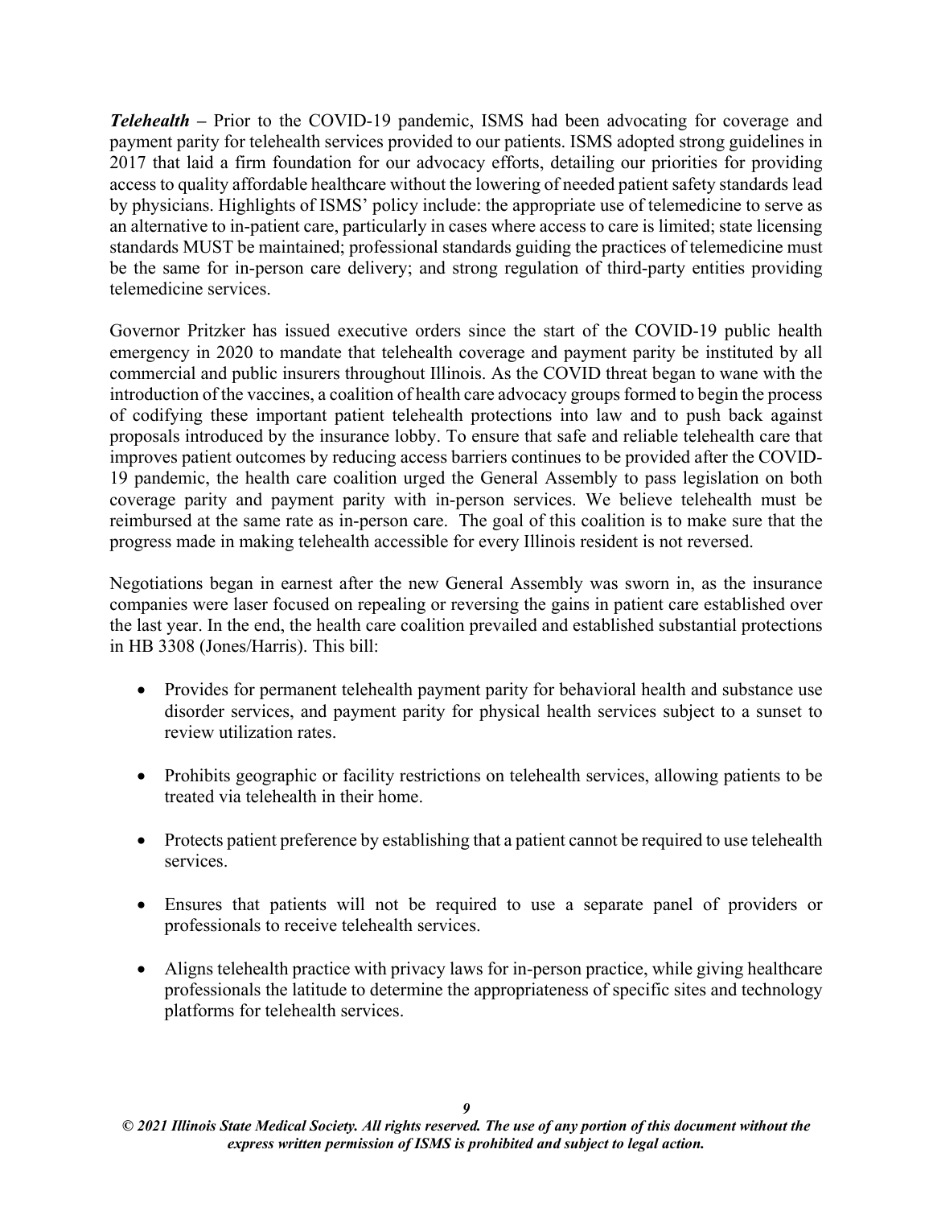***Telehealth –*** Prior to the COVID-19 pandemic, ISMS had been advocating for coverage and payment parity for telehealth services provided to our patients. ISMS adopted strong guidelines in 2017 that laid a firm foundation for our advocacy efforts, detailing our priorities for providing access to quality affordable healthcare without the lowering of needed patient safety standards lead by physicians. Highlights of ISMS' policy include: the appropriate use of telemedicine to serve as an alternative to in-patient care, particularly in cases where access to care is limited; state licensing standards MUST be maintained; professional standards guiding the practices of telemedicine must be the same for in-person care delivery; and strong regulation of third-party entities providing telemedicine services.

Governor Pritzker has issued executive orders since the start of the COVID-19 public health emergency in 2020 to mandate that telehealth coverage and payment parity be instituted by all commercial and public insurers throughout Illinois. As the COVID threat began to wane with the introduction of the vaccines, a coalition of health care advocacy groups formed to begin the process of codifying these important patient telehealth protections into law and to push back against proposals introduced by the insurance lobby. To ensure that safe and reliable telehealth care that improves patient outcomes by reducing access barriers continues to be provided after the COVID-19 pandemic, the health care coalition urged the General Assembly to pass legislation on both coverage parity and payment parity with in-person services. We believe telehealth must be reimbursed at the same rate as in-person care. The goal of this coalition is to make sure that the progress made in making telehealth accessible for every Illinois resident is not reversed.

Negotiations began in earnest after the new General Assembly was sworn in, as the insurance companies were laser focused on repealing or reversing the gains in patient care established over the last year. In the end, the health care coalition prevailed and established substantial protections in HB 3308 (Jones/Harris). This bill:

- Provides for permanent telehealth payment parity for behavioral health and substance use disorder services, and payment parity for physical health services subject to a sunset to review utilization rates.
- Prohibits geographic or facility restrictions on telehealth services, allowing patients to be treated via telehealth in their home.
- Protects patient preference by establishing that a patient cannot be required to use telehealth services.
- Ensures that patients will not be required to use a separate panel of providers or professionals to receive telehealth services.
- Aligns telehealth practice with privacy laws for in-person practice, while giving healthcare professionals the latitude to determine the appropriateness of specific sites and technology platforms for telehealth services.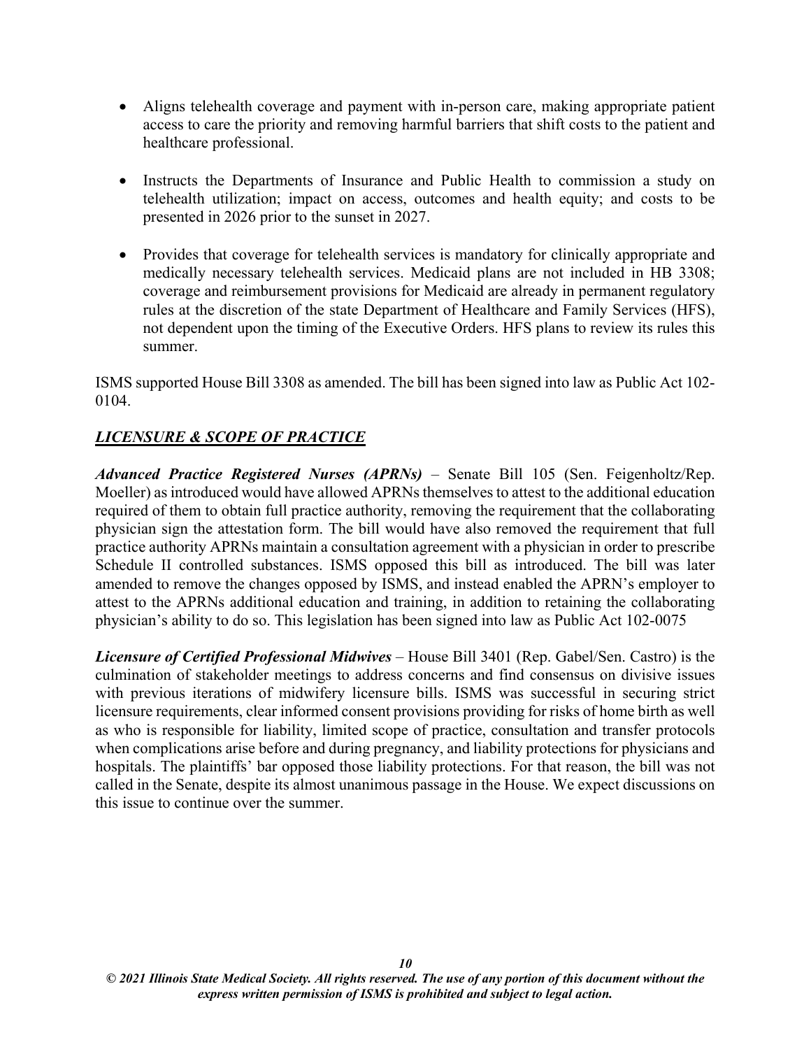- Aligns telehealth coverage and payment with in-person care, making appropriate patient access to care the priority and removing harmful barriers that shift costs to the patient and healthcare professional.

- Instructs the Departments of Insurance and Public Health to commission a study on telehealth utilization; impact on access, outcomes and health equity; and costs to be presented in 2026 prior to the sunset in 2027.

- Provides that coverage for telehealth services is mandatory for clinically appropriate and medically necessary telehealth services. Medicaid plans are not included in HB 3308; coverage and reimbursement provisions for Medicaid are already in permanent regulatory rules at the discretion of the state Department of Healthcare and Family Services (HFS), not dependent upon the timing of the Executive Orders. HFS plans to review its rules this summer.

ISMS supported House Bill 3308 as amended. The bill has been signed into law as Public Act 102-0104.

## ***LICENSURE & SCOPE OF PRACTICE***

***Advanced Practice Registered Nurses (APRNs)*** – Senate Bill 105 (Sen. Feigenholtz/Rep. Moeller) as introduced would have allowed APRNs themselves to attest to the additional education required of them to obtain full practice authority, removing the requirement that the collaborating physician sign the attestation form. The bill would have also removed the requirement that full practice authority APRNs maintain a consultation agreement with a physician in order to prescribe Schedule II controlled substances. ISMS opposed this bill as introduced. The bill was later amended to remove the changes opposed by ISMS, and instead enabled the APRN's employer to attest to the APRNs additional education and training, in addition to retaining the collaborating physician's ability to do so. This legislation has been signed into law as Public Act 102-0075

***Licensure of Certified Professional Midwives*** – House Bill 3401 (Rep. Gabel/Sen. Castro) is the culmination of stakeholder meetings to address concerns and find consensus on divisive issues with previous iterations of midwifery licensure bills. ISMS was successful in securing strict licensure requirements, clear informed consent provisions providing for risks of home birth as well as who is responsible for liability, limited scope of practice, consultation and transfer protocols when complications arise before and during pregnancy, and liability protections for physicians and hospitals. The plaintiffs' bar opposed those liability protections. For that reason, the bill was not called in the Senate, despite its almost unanimous passage in the House. We expect discussions on this issue to continue over the summer.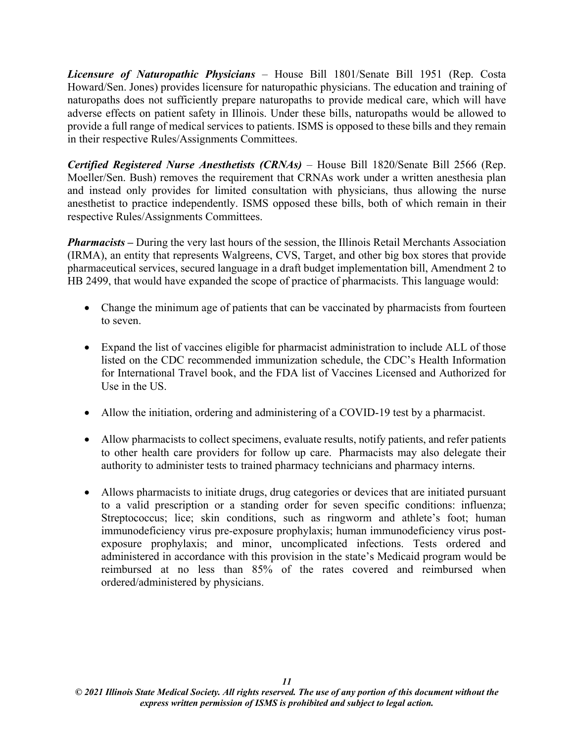***Licensure of Naturopathic Physicians*** – House Bill 1801/Senate Bill 1951 (Rep. Costa Howard/Sen. Jones) provides licensure for naturopathic physicians. The education and training of naturopaths does not sufficiently prepare naturopaths to provide medical care, which will have adverse effects on patient safety in Illinois. Under these bills, naturopaths would be allowed to provide a full range of medical services to patients. ISMS is opposed to these bills and they remain in their respective Rules/Assignments Committees.

***Certified Registered Nurse Anesthetists (CRNAs)*** – House Bill 1820/Senate Bill 2566 (Rep. Moeller/Sen. Bush) removes the requirement that CRNAs work under a written anesthesia plan and instead only provides for limited consultation with physicians, thus allowing the nurse anesthetist to practice independently. ISMS opposed these bills, both of which remain in their respective Rules/Assignments Committees.

***Pharmacists –*** During the very last hours of the session, the Illinois Retail Merchants Association (IRMA), an entity that represents Walgreens, CVS, Target, and other big box stores that provide pharmaceutical services, secured language in a draft budget implementation bill, Amendment 2 to HB 2499, that would have expanded the scope of practice of pharmacists. This language would:

- Change the minimum age of patients that can be vaccinated by pharmacists from fourteen to seven.
- Expand the list of vaccines eligible for pharmacist administration to include ALL of those listed on the CDC recommended immunization schedule, the CDC's Health Information for International Travel book, and the FDA list of Vaccines Licensed and Authorized for Use in the US.
- Allow the initiation, ordering and administering of a COVID-19 test by a pharmacist.
- Allow pharmacists to collect specimens, evaluate results, notify patients, and refer patients to other health care providers for follow up care. Pharmacists may also delegate their authority to administer tests to trained pharmacy technicians and pharmacy interns.
- Allows pharmacists to initiate drugs, drug categories or devices that are initiated pursuant to a valid prescription or a standing order for seven specific conditions: influenza; Streptococcus; lice; skin conditions, such as ringworm and athlete's foot; human immunodeficiency virus pre-exposure prophylaxis; human immunodeficiency virus post-exposure prophylaxis; and minor, uncomplicated infections. Tests ordered and administered in accordance with this provision in the state's Medicaid program would be reimbursed at no less than 85% of the rates covered and reimbursed when ordered/administered by physicians.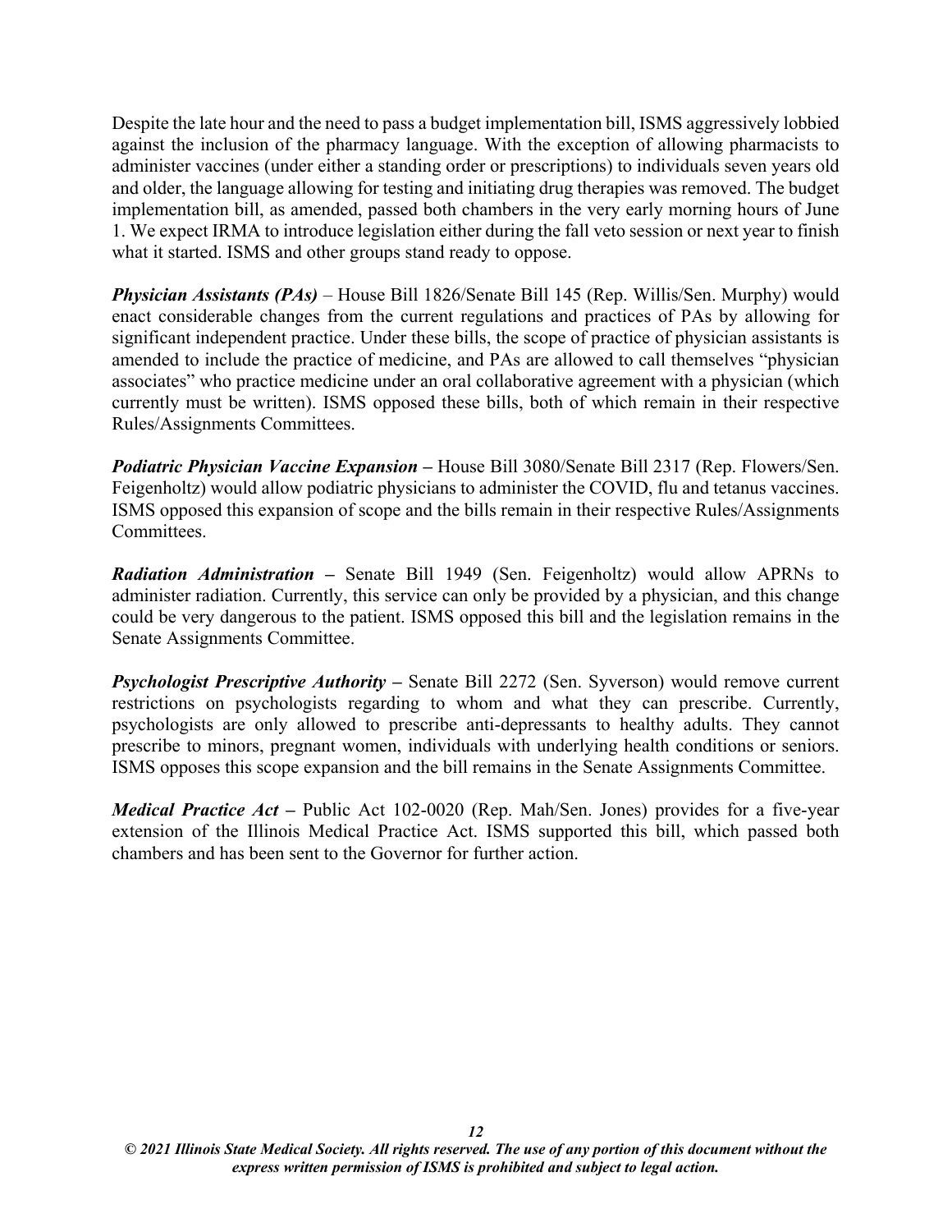Despite the late hour and the need to pass a budget implementation bill, ISMS aggressively lobbied against the inclusion of the pharmacy language. With the exception of allowing pharmacists to administer vaccines (under either a standing order or prescriptions) to individuals seven years old and older, the language allowing for testing and initiating drug therapies was removed. The budget implementation bill, as amended, passed both chambers in the very early morning hours of June 1. We expect IRMA to introduce legislation either during the fall veto session or next year to finish what it started. ISMS and other groups stand ready to oppose.

***Physician Assistants (PAs)*** – House Bill 1826/Senate Bill 145 (Rep. Willis/Sen. Murphy) would enact considerable changes from the current regulations and practices of PAs by allowing for significant independent practice. Under these bills, the scope of practice of physician assistants is amended to include the practice of medicine, and PAs are allowed to call themselves "physician associates" who practice medicine under an oral collaborative agreement with a physician (which currently must be written). ISMS opposed these bills, both of which remain in their respective Rules/Assignments Committees.

***Podiatric Physician Vaccine Expansion*** **–** House Bill 3080/Senate Bill 2317 (Rep. Flowers/Sen. Feigenholtz) would allow podiatric physicians to administer the COVID, flu and tetanus vaccines. ISMS opposed this expansion of scope and the bills remain in their respective Rules/Assignments Committees.

***Radiation Administration*** **–** Senate Bill 1949 (Sen. Feigenholtz) would allow APRNs to administer radiation. Currently, this service can only be provided by a physician, and this change could be very dangerous to the patient. ISMS opposed this bill and the legislation remains in the Senate Assignments Committee.

***Psychologist Prescriptive Authority*** **–** Senate Bill 2272 (Sen. Syverson) would remove current restrictions on psychologists regarding to whom and what they can prescribe. Currently, psychologists are only allowed to prescribe anti-depressants to healthy adults. They cannot prescribe to minors, pregnant women, individuals with underlying health conditions or seniors. ISMS opposes this scope expansion and the bill remains in the Senate Assignments Committee.

***Medical Practice Act*** **–** Public Act 102-0020 (Rep. Mah/Sen. Jones) provides for a five-year extension of the Illinois Medical Practice Act. ISMS supported this bill, which passed both chambers and has been sent to the Governor for further action.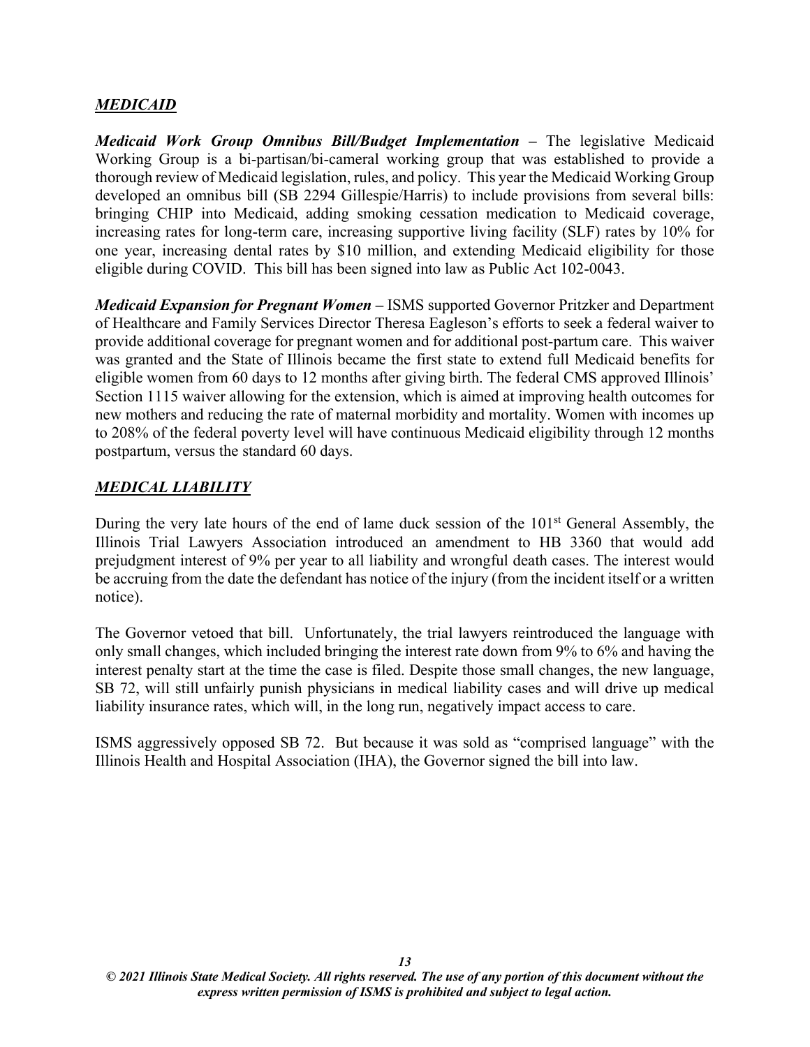## ***MEDICAID***

***Medicaid Work Group Omnibus Bill/Budget Implementation*** **–** The legislative Medicaid Working Group is a bi-partisan/bi-cameral working group that was established to provide a thorough review of Medicaid legislation, rules, and policy. This year the Medicaid Working Group developed an omnibus bill (SB 2294 Gillespie/Harris) to include provisions from several bills: bringing CHIP into Medicaid, adding smoking cessation medication to Medicaid coverage, increasing rates for long-term care, increasing supportive living facility (SLF) rates by 10% for one year, increasing dental rates by $10 million, and extending Medicaid eligibility for those eligible during COVID. This bill has been signed into law as Public Act 102-0043.

***Medicaid Expansion for Pregnant Women*** **–** ISMS supported Governor Pritzker and Department of Healthcare and Family Services Director Theresa Eagleson's efforts to seek a federal waiver to provide additional coverage for pregnant women and for additional post-partum care. This waiver was granted and the State of Illinois became the first state to extend full Medicaid benefits for eligible women from 60 days to 12 months after giving birth. The federal CMS approved Illinois' Section 1115 waiver allowing for the extension, which is aimed at improving health outcomes for new mothers and reducing the rate of maternal morbidity and mortality. Women with incomes up to 208% of the federal poverty level will have continuous Medicaid eligibility through 12 months postpartum, versus the standard 60 days.

## ***MEDICAL LIABILITY***

During the very late hours of the end of lame duck session of the 101st General Assembly, the Illinois Trial Lawyers Association introduced an amendment to HB 3360 that would add prejudgment interest of 9% per year to all liability and wrongful death cases. The interest would be accruing from the date the defendant has notice of the injury (from the incident itself or a written notice).

The Governor vetoed that bill. Unfortunately, the trial lawyers reintroduced the language with only small changes, which included bringing the interest rate down from 9% to 6% and having the interest penalty start at the time the case is filed. Despite those small changes, the new language, SB 72, will still unfairly punish physicians in medical liability cases and will drive up medical liability insurance rates, which will, in the long run, negatively impact access to care.

ISMS aggressively opposed SB 72. But because it was sold as "comprised language" with the Illinois Health and Hospital Association (IHA), the Governor signed the bill into law.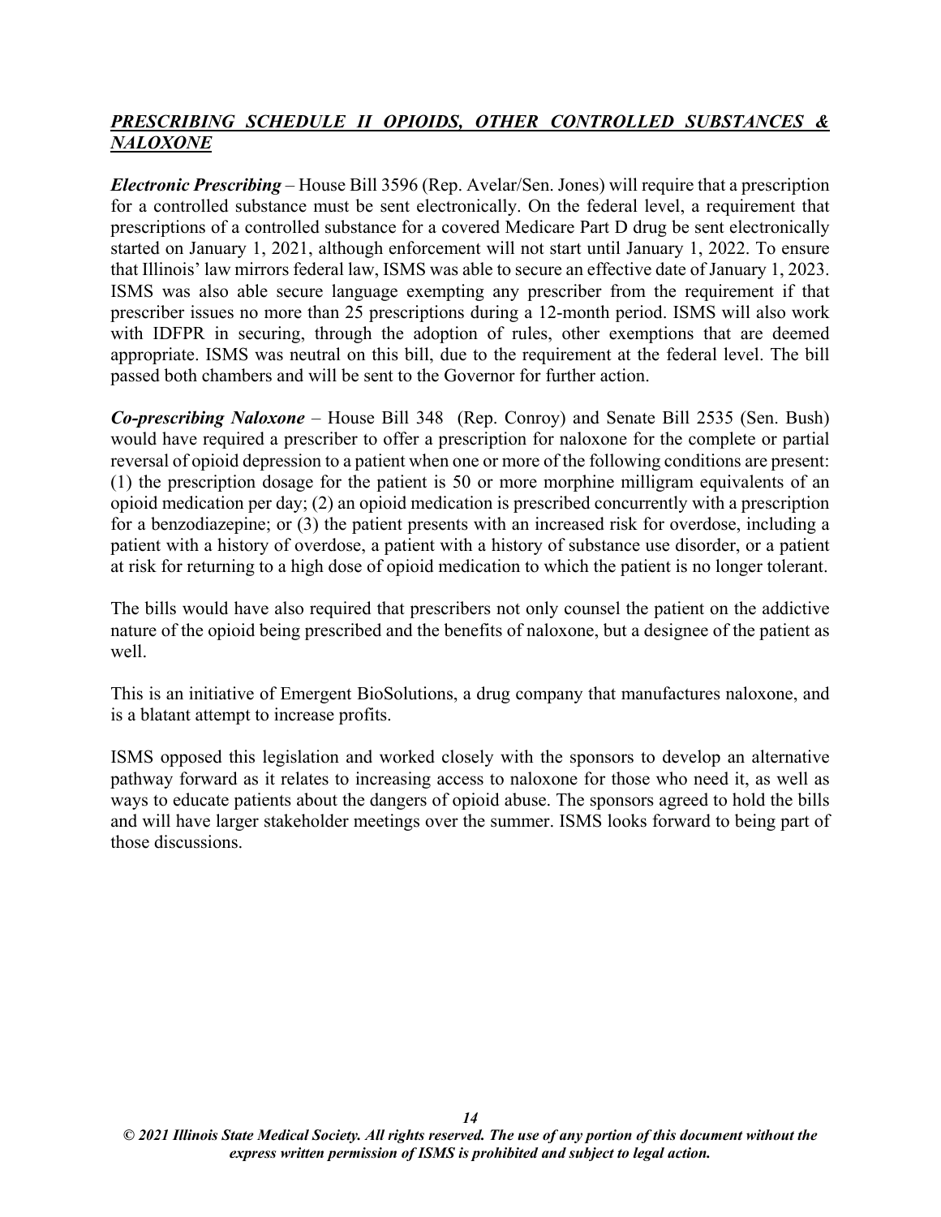## ***PRESCRIBING SCHEDULE II OPIOIDS, OTHER CONTROLLED SUBSTANCES & NALOXONE***

***Electronic Prescribing*** – House Bill 3596 (Rep. Avelar/Sen. Jones) will require that a prescription for a controlled substance must be sent electronically. On the federal level, a requirement that prescriptions of a controlled substance for a covered Medicare Part D drug be sent electronically started on January 1, 2021, although enforcement will not start until January 1, 2022. To ensure that Illinois' law mirrors federal law, ISMS was able to secure an effective date of January 1, 2023. ISMS was also able secure language exempting any prescriber from the requirement if that prescriber issues no more than 25 prescriptions during a 12-month period. ISMS will also work with IDFPR in securing, through the adoption of rules, other exemptions that are deemed appropriate. ISMS was neutral on this bill, due to the requirement at the federal level. The bill passed both chambers and will be sent to the Governor for further action.

***Co-prescribing Naloxone*** – House Bill 348 (Rep. Conroy) and Senate Bill 2535 (Sen. Bush) would have required a prescriber to offer a prescription for naloxone for the complete or partial reversal of opioid depression to a patient when one or more of the following conditions are present: (1) the prescription dosage for the patient is 50 or more morphine milligram equivalents of an opioid medication per day; (2) an opioid medication is prescribed concurrently with a prescription for a benzodiazepine; or (3) the patient presents with an increased risk for overdose, including a patient with a history of overdose, a patient with a history of substance use disorder, or a patient at risk for returning to a high dose of opioid medication to which the patient is no longer tolerant.

The bills would have also required that prescribers not only counsel the patient on the addictive nature of the opioid being prescribed and the benefits of naloxone, but a designee of the patient as well.

This is an initiative of Emergent BioSolutions, a drug company that manufactures naloxone, and is a blatant attempt to increase profits.

ISMS opposed this legislation and worked closely with the sponsors to develop an alternative pathway forward as it relates to increasing access to naloxone for those who need it, as well as ways to educate patients about the dangers of opioid abuse. The sponsors agreed to hold the bills and will have larger stakeholder meetings over the summer. ISMS looks forward to being part of those discussions.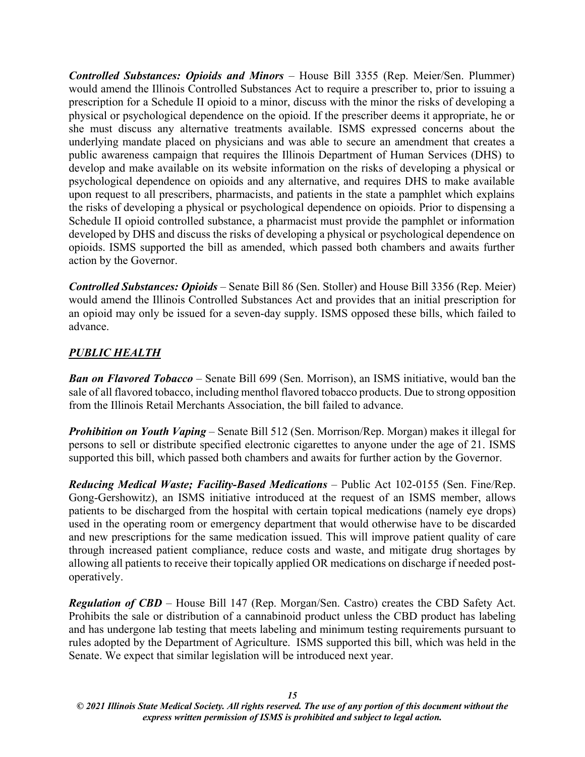***Controlled Substances: Opioids and Minors*** – House Bill 3355 (Rep. Meier/Sen. Plummer) would amend the Illinois Controlled Substances Act to require a prescriber to, prior to issuing a prescription for a Schedule II opioid to a minor, discuss with the minor the risks of developing a physical or psychological dependence on the opioid. If the prescriber deems it appropriate, he or she must discuss any alternative treatments available. ISMS expressed concerns about the underlying mandate placed on physicians and was able to secure an amendment that creates a public awareness campaign that requires the Illinois Department of Human Services (DHS) to develop and make available on its website information on the risks of developing a physical or psychological dependence on opioids and any alternative, and requires DHS to make available upon request to all prescribers, pharmacists, and patients in the state a pamphlet which explains the risks of developing a physical or psychological dependence on opioids. Prior to dispensing a Schedule II opioid controlled substance, a pharmacist must provide the pamphlet or information developed by DHS and discuss the risks of developing a physical or psychological dependence on opioids. ISMS supported the bill as amended, which passed both chambers and awaits further action by the Governor.

***Controlled Substances: Opioids*** – Senate Bill 86 (Sen. Stoller) and House Bill 3356 (Rep. Meier) would amend the Illinois Controlled Substances Act and provides that an initial prescription for an opioid may only be issued for a seven-day supply. ISMS opposed these bills, which failed to advance.

## ***PUBLIC HEALTH***

***Ban on Flavored Tobacco*** – Senate Bill 699 (Sen. Morrison), an ISMS initiative, would ban the sale of all flavored tobacco, including menthol flavored tobacco products. Due to strong opposition from the Illinois Retail Merchants Association, the bill failed to advance.

***Prohibition on Youth Vaping*** – Senate Bill 512 (Sen. Morrison/Rep. Morgan) makes it illegal for persons to sell or distribute specified electronic cigarettes to anyone under the age of 21. ISMS supported this bill, which passed both chambers and awaits for further action by the Governor.

***Reducing Medical Waste; Facility-Based Medications*** – Public Act 102-0155 (Sen. Fine/Rep. Gong-Gershowitz), an ISMS initiative introduced at the request of an ISMS member, allows patients to be discharged from the hospital with certain topical medications (namely eye drops) used in the operating room or emergency department that would otherwise have to be discarded and new prescriptions for the same medication issued. This will improve patient quality of care through increased patient compliance, reduce costs and waste, and mitigate drug shortages by allowing all patients to receive their topically applied OR medications on discharge if needed post-operatively.

***Regulation of CBD*** – House Bill 147 (Rep. Morgan/Sen. Castro) creates the CBD Safety Act. Prohibits the sale or distribution of a cannabinoid product unless the CBD product has labeling and has undergone lab testing that meets labeling and minimum testing requirements pursuant to rules adopted by the Department of Agriculture. ISMS supported this bill, which was held in the Senate. We expect that similar legislation will be introduced next year.